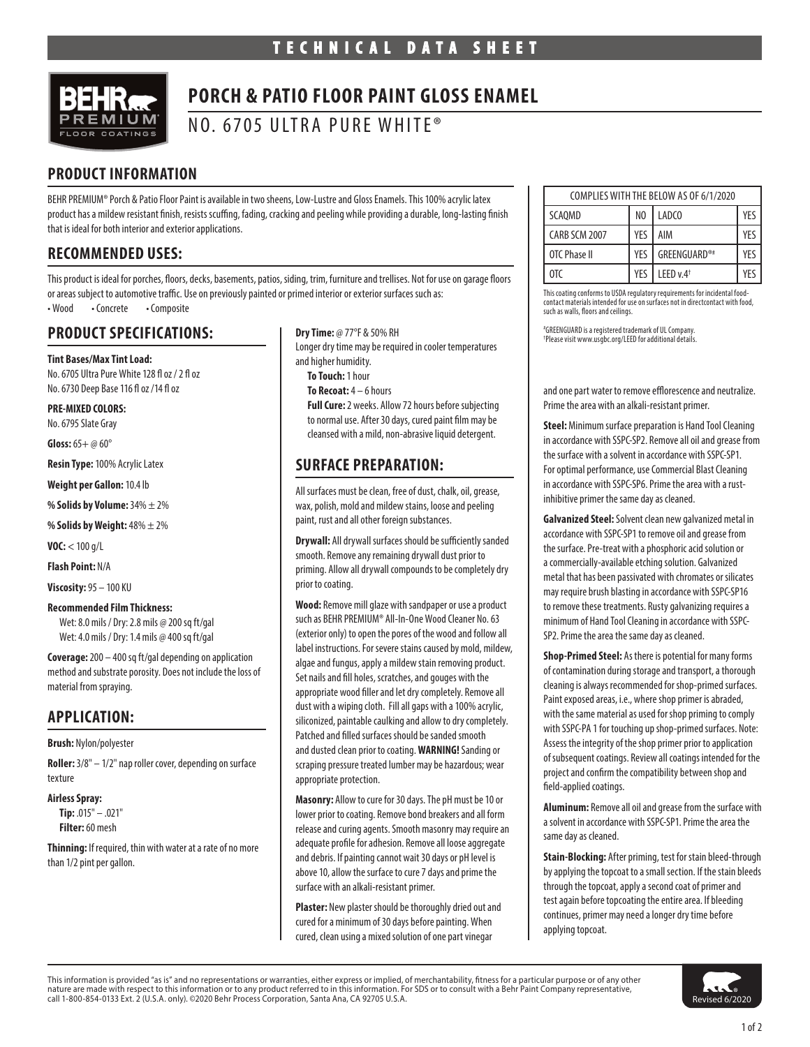TECHNICAL DATA SHEET

# PORCH & PATIO FLOOR PAINT GLOSS ENAMEL

NO. 6705 ULTRA PURE WHITE®

## PRODUCT INFORMATION

BEHR PREMIUM® Porch & Patio Floor Paint is available in two sheens, Low-Lustre and Gloss Enamels. This 100% acrylic latex product has a mildew resistant finish, resists scuffing, fading, cracking and peeling while providing a durable, long-lasting finish that is ideal for both interior and exterior applications.

| COMPLIES WITH THE BELOW AS OF 6/1/2020 | | | |
|---|---|---|---|
| SCAQMD | NO | LADCO | YES |
| CARB SCM 2007 | YES | AIM | YES |
| OTC Phase II | YES | GREENGUARD®# | YES |
| OTC | YES | LEED v.4† | YES |

This coating conforms to USDA regulatory requirements for incidental food-contact materials intended for use on surfaces not in directcontact with food, such as walls, floors and ceilings.

#GREENGUARD is a registered trademark of UL Company.
†Please visit www.usgbc.org/LEED for additional details.

## RECOMMENDED USES:

This product is ideal for porches, floors, decks, basements, patios, siding, trim, furniture and trellises. Not for use on garage floors or areas subject to automotive traffic. Use on previously painted or primed interior or exterior surfaces such as:

- Wood
- Concrete
- Composite

## PRODUCT SPECIFICATIONS:

**Tint Bases/Max Tint Load:**
No. 6705 Ultra Pure White 128 fl oz / 2 fl oz
No. 6730 Deep Base 116 fl oz /14 fl oz

**PRE-MIXED COLORS:**
No. 6795 Slate Gray

**Gloss:** 65+ @ 60°

**Resin Type:** 100% Acrylic Latex

**Weight per Gallon:** 10.4 lb

**% Solids by Volume:** 34% ± 2%

**% Solids by Weight:** 48% ± 2%

**VOC:** < 100 g/L

**Flash Point:** N/A

**Viscosity:** 95 – 100 KU

**Recommended Film Thickness:**
Wet: 8.0 mils / Dry: 2.8 mils @ 200 sq ft/gal
Wet: 4.0 mils / Dry: 1.4 mils @ 400 sq ft/gal

**Coverage:** 200 – 400 sq ft/gal depending on application method and substrate porosity. Does not include the loss of material from spraying.

## APPLICATION:

**Brush:** Nylon/polyester

**Roller:** 3/8" – 1/2" nap roller cover, depending on surface texture

**Airless Spray:**
**Tip:** .015" – .021"
**Filter:** 60 mesh

**Thinning:** If required, thin with water at a rate of no more than 1/2 pint per gallon.

**Dry Time:** @ 77°F & 50% RH
Longer dry time may be required in cooler temperatures and higher humidity.
**To Touch:** 1 hour
**To Recoat:** 4 – 6 hours
**Full Cure:** 2 weeks. Allow 72 hours before subjecting to normal use. After 30 days, cured paint film may be cleansed with a mild, non-abrasive liquid detergent.

## SURFACE PREPARATION:

All surfaces must be clean, free of dust, chalk, oil, grease, wax, polish, mold and mildew stains, loose and peeling paint, rust and all other foreign substances.

**Drywall:** All drywall surfaces should be sufficiently sanded smooth. Remove any remaining drywall dust prior to priming. Allow all drywall compounds to be completely dry prior to coating.

**Wood:** Remove mill glaze with sandpaper or use a product such as BEHR PREMIUM® All-In-One Wood Cleaner No. 63 (exterior only) to open the pores of the wood and follow all label instructions. For severe stains caused by mold, mildew, algae and fungus, apply a mildew stain removing product. Set nails and fill holes, scratches, and gouges with the appropriate wood filler and let dry completely. Remove all dust with a wiping cloth. Fill all gaps with a 100% acrylic, siliconized, paintable caulking and allow to dry completely. Patched and filled surfaces should be sanded smooth and dusted clean prior to coating. **WARNING!** Sanding or scraping pressure treated lumber may be hazardous; wear appropriate protection.

**Masonry:** Allow to cure for 30 days. The pH must be 10 or lower prior to coating. Remove bond breakers and all form release and curing agents. Smooth masonry may require an adequate profile for adhesion. Remove all loose aggregate and debris. If painting cannot wait 30 days or pH level is above 10, allow the surface to cure 7 days and prime the surface with an alkali-resistant primer.

**Plaster:** New plaster should be thoroughly dried out and cured for a minimum of 30 days before painting. When cured, clean using a mixed solution of one part vinegar and one part water to remove efflorescence and neutralize. Prime the area with an alkali-resistant primer.

**Steel:** Minimum surface preparation is Hand Tool Cleaning in accordance with SSPC-SP2. Remove all oil and grease from the surface with a solvent in accordance with SSPC-SP1. For optimal performance, use Commercial Blast Cleaning in accordance with SSPC-SP6. Prime the area with a rust-inhibitive primer the same day as cleaned.

**Galvanized Steel:** Solvent clean new galvanized metal in accordance with SSPC-SP1 to remove oil and grease from the surface. Pre-treat with a phosphoric acid solution or a commercially-available etching solution. Galvanized metal that has been passivated with chromates or silicates may require brush blasting in accordance with SSPC-SP16 to remove these treatments. Rusty galvanizing requires a minimum of Hand Tool Cleaning in accordance with SSPC-SP2. Prime the area the same day as cleaned.

**Shop-Primed Steel:** As there is potential for many forms of contamination during storage and transport, a thorough cleaning is always recommended for shop-primed surfaces. Paint exposed areas, i.e., where shop primer is abraded, with the same material as used for shop priming to comply with SSPC-PA 1 for touching up shop-primed surfaces. Note: Assess the integrity of the shop primer prior to application of subsequent coatings. Review all coatings intended for the project and confirm the compatibility between shop and field-applied coatings.

**Aluminum:** Remove all oil and grease from the surface with a solvent in accordance with SSPC-SP1. Prime the area the same day as cleaned.

**Stain-Blocking:** After priming, test for stain bleed-through by applying the topcoat to a small section. If the stain bleeds through the topcoat, apply a second coat of primer and test again before topcoating the entire area. If bleeding continues, primer may need a longer dry time before applying topcoat.

This information is provided "as is" and no representations or warranties, either express or implied, of merchantability, fitness for a particular purpose or of any other nature are made with respect to this information or to any product referred to in this information. For SDS or to consult with a Behr Paint Company representative, call 1-800-854-0133 Ext. 2 (U.S.A. only). ©2020 Behr Process Corporation, Santa Ana, CA 92705 U.S.A.

Revised 6/2020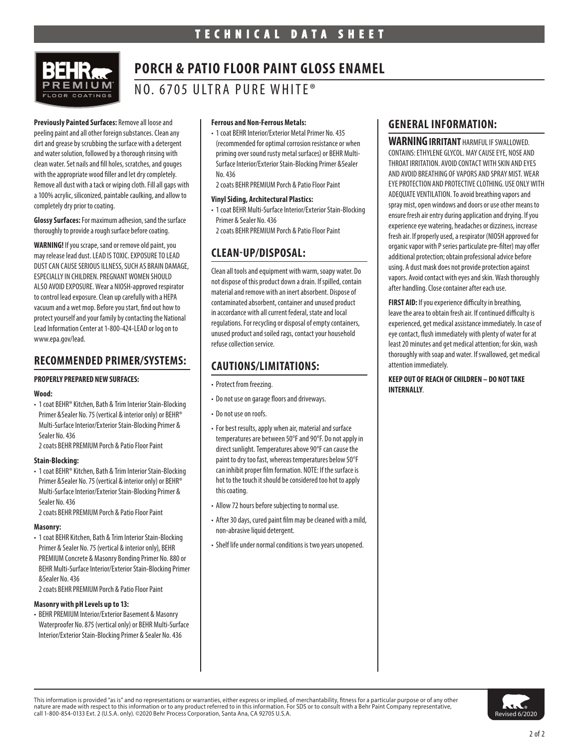# PORCH & PATIO FLOOR PAINT GLOSS ENAMEL

## NO. 6705 ULTRA PURE WHITE®

**Previously Painted Surfaces:** Remove all loose and peeling paint and all other foreign substances. Clean any dirt and grease by scrubbing the surface with a detergent and water solution, followed by a thorough rinsing with clean water. Set nails and fill holes, scratches, and gouges with the appropriate wood filler and let dry completely. Remove all dust with a tack or wiping cloth. Fill all gaps with a 100% acrylic, siliconized, paintable caulking, and allow to completely dry prior to coating.

**Glossy Surfaces:** For maximum adhesion, sand the surface thoroughly to provide a rough surface before coating.

**WARNING!** If you scrape, sand or remove old paint, you may release lead dust. LEAD IS TOXIC. EXPOSURE TO LEAD DUST CAN CAUSE SERIOUS ILLNESS, SUCH AS BRAIN DAMAGE, ESPECIALLY IN CHILDREN. PREGNANT WOMEN SHOULD ALSO AVOID EXPOSURE. Wear a NIOSH-approved respirator to control lead exposure. Clean up carefully with a HEPA vacuum and a wet mop. Before you start, find out how to protect yourself and your family by contacting the National Lead Information Center at 1-800-424-LEAD or log on to www.epa.gov/lead.

## RECOMMENDED PRIMER/SYSTEMS:

**PROPERLY PREPARED NEW SURFACES:**

**Wood:**

- 1 coat BEHR® Kitchen, Bath & Trim Interior Stain-Blocking Primer &Sealer No. 75 (vertical & interior only) or BEHR® Multi-Surface Interior/Exterior Stain-Blocking Primer & Sealer No. 436
  2 coats BEHR PREMIUM Porch & Patio Floor Paint

**Stain-Blocking:**

- 1 coat BEHR® Kitchen, Bath & Trim Interior Stain-Blocking Primer &Sealer No. 75 (vertical & interior only) or BEHR® Multi-Surface Interior/Exterior Stain-Blocking Primer & Sealer No. 436
  2 coats BEHR PREMIUM Porch & Patio Floor Paint

**Masonry:**

- 1 coat BEHR Kitchen, Bath & Trim Interior Stain-Blocking Primer & Sealer No. 75 (vertical & interior only), BEHR PREMIUM Concrete & Masonry Bonding Primer No. 880 or BEHR Multi-Surface Interior/Exterior Stain-Blocking Primer &Sealer No. 436
  2 coats BEHR PREMIUM Porch & Patio Floor Paint

**Masonry with pH Levels up to 13:**

- BEHR PREMIUM Interior/Exterior Basement & Masonry Waterproofer No. 875 (vertical only) or BEHR Multi-Surface Interior/Exterior Stain-Blocking Primer & Sealer No. 436

**Ferrous and Non-Ferrous Metals:**

- 1 coat BEHR Interior/Exterior Metal Primer No. 435 (recommended for optimal corrosion resistance or when priming over sound rusty metal surfaces) or BEHR Multi-Surface Interior/Exterior Stain-Blocking Primer &Sealer No. 436
  2 coats BEHR PREMIUM Porch & Patio Floor Paint

**Vinyl Siding, Architectural Plastics:**

- 1 coat BEHR Multi-Surface Interior/Exterior Stain-Blocking Primer & Sealer No. 436
  2 coats BEHR PREMIUM Porch & Patio Floor Paint

## CLEAN-UP/DISPOSAL:

Clean all tools and equipment with warm, soapy water. Do not dispose of this product down a drain. If spilled, contain material and remove with an inert absorbent. Dispose of contaminated absorbent, container and unused product in accordance with all current federal, state and local regulations. For recycling or disposal of empty containers, unused product and soiled rags, contact your household refuse collection service.

## CAUTIONS/LIMITATIONS:

- Protect from freezing.
- Do not use on garage floors and driveways.
- Do not use on roofs.
- For best results, apply when air, material and surface temperatures are between 50°F and 90°F. Do not apply in direct sunlight. Temperatures above 90°F can cause the paint to dry too fast, whereas temperatures below 50°F can inhibit proper film formation. NOTE: If the surface is hot to the touch it should be considered too hot to apply this coating.
- Allow 72 hours before subjecting to normal use.
- After 30 days, cured paint film may be cleaned with a mild, non-abrasive liquid detergent.
- Shelf life under normal conditions is two years unopened.

## GENERAL INFORMATION:

**WARNING IRRITANT** HARMFUL IF SWALLOWED. CONTAINS: ETHYLENE GLYCOL. MAY CAUSE EYE, NOSE AND THROAT IRRITATION. AVOID CONTACT WITH SKIN AND EYES AND AVOID BREATHING OF VAPORS AND SPRAY MIST. WEAR EYE PROTECTION AND PROTECTIVE CLOTHING. USE ONLY WITH ADEQUATE VENTILATION. To avoid breathing vapors and spray mist, open windows and doors or use other means to ensure fresh air entry during application and drying. If you experience eye watering, headaches or dizziness, increase fresh air. If properly used, a respirator (NIOSH approved for organic vapor with P series particulate pre-filter) may offer additional protection; obtain professional advice before using. A dust mask does not provide protection against vapors. Avoid contact with eyes and skin. Wash thoroughly after handling. Close container after each use.

**FIRST AID:** If you experience difficulty in breathing, leave the area to obtain fresh air. If continued difficulty is experienced, get medical assistance immediately. In case of eye contact, flush immediately with plenty of water for at least 20 minutes and get medical attention; for skin, wash thoroughly with soap and water. If swallowed, get medical attention immediately.

**KEEP OUT OF REACH OF CHILDREN – DO NOT TAKE INTERNALLY**.

This information is provided "as is" and no representations or warranties, either express or implied, of merchantability, fitness for a particular purpose or of any other nature are made with respect to this information or to any product referred to in this information. For SDS or to consult with a Behr Paint Company representative, call 1-800-854-0133 Ext. 2 (U.S.A. only). ©2020 Behr Process Corporation, Santa Ana, CA 92705 U.S.A.

Revised 6/2020